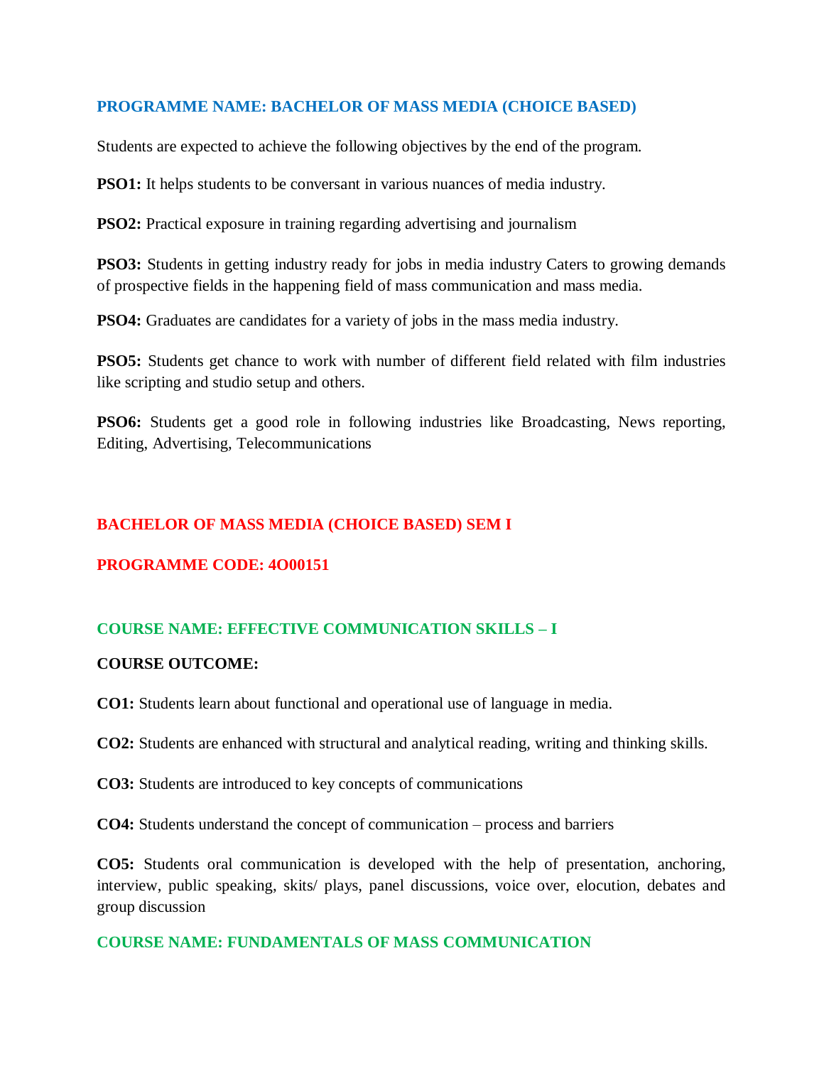## PROGRAMME NAME: BACHELOR OF MASS MEDIA (CHOICE BASED)

Students are expected to achieve the following objectives by the end of the program.

**PSO1:** It helps students to be conversant in various nuances of media industry.

**PSO2:** Practical exposure in training regarding advertising and journalism

**PSO3:** Students in getting industry ready for jobs in media industry Caters to growing demands of prospective fields in the happening field of mass communication and mass media.

**PSO4:** Graduates are candidates for a variety of jobs in the mass media industry.

**PSO5:** Students get chance to work with number of different field related with film industries like scripting and studio setup and others.

**PSO6:** Students get a good role in following industries like Broadcasting, News reporting, Editing, Advertising, Telecommunications

## BACHELOR OF MASS MEDIA (CHOICE BASED) SEM I

## PROGRAMME CODE: 4O00151

### COURSE NAME: EFFECTIVE COMMUNICATION SKILLS – I

**COURSE OUTCOME:**

**CO1:** Students learn about functional and operational use of language in media.

**CO2:** Students are enhanced with structural and analytical reading, writing and thinking skills.

**CO3:** Students are introduced to key concepts of communications

**CO4:** Students understand the concept of communication – process and barriers

**CO5:** Students oral communication is developed with the help of presentation, anchoring, interview, public speaking, skits/ plays, panel discussions, voice over, elocution, debates and group discussion

### COURSE NAME: FUNDAMENTALS OF MASS COMMUNICATION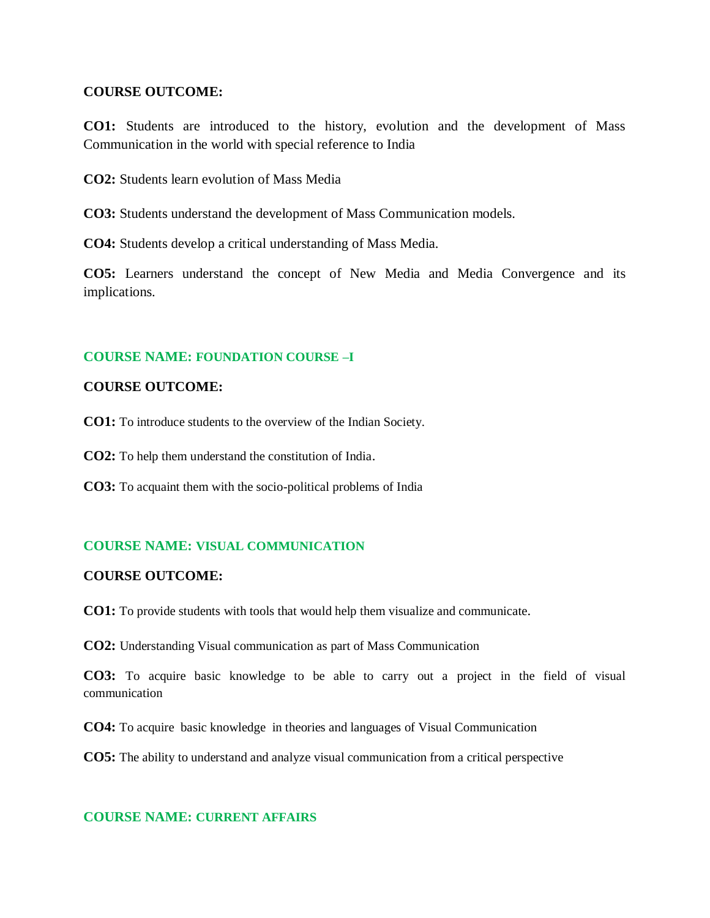**COURSE OUTCOME:**

**CO1:** Students are introduced to the history, evolution and the development of Mass Communication in the world with special reference to India

**CO2:** Students learn evolution of Mass Media

**CO3:** Students understand the development of Mass Communication models.

**CO4:** Students develop a critical understanding of Mass Media.

**CO5:** Learners understand the concept of New Media and Media Convergence and its implications.

## COURSE NAME: FOUNDATION COURSE –I

**COURSE OUTCOME:**

**CO1:** To introduce students to the overview of the Indian Society.

**CO2:** To help them understand the constitution of India.

**CO3:** To acquaint them with the socio-political problems of India

## COURSE NAME: VISUAL COMMUNICATION

**COURSE OUTCOME:**

**CO1:** To provide students with tools that would help them visualize and communicate.

**CO2:** Understanding Visual communication as part of Mass Communication

**CO3:** To acquire basic knowledge to be able to carry out a project in the field of visual communication

**CO4:** To acquire basic knowledge in theories and languages of Visual Communication

**CO5:** The ability to understand and analyze visual communication from a critical perspective

## COURSE NAME: CURRENT AFFAIRS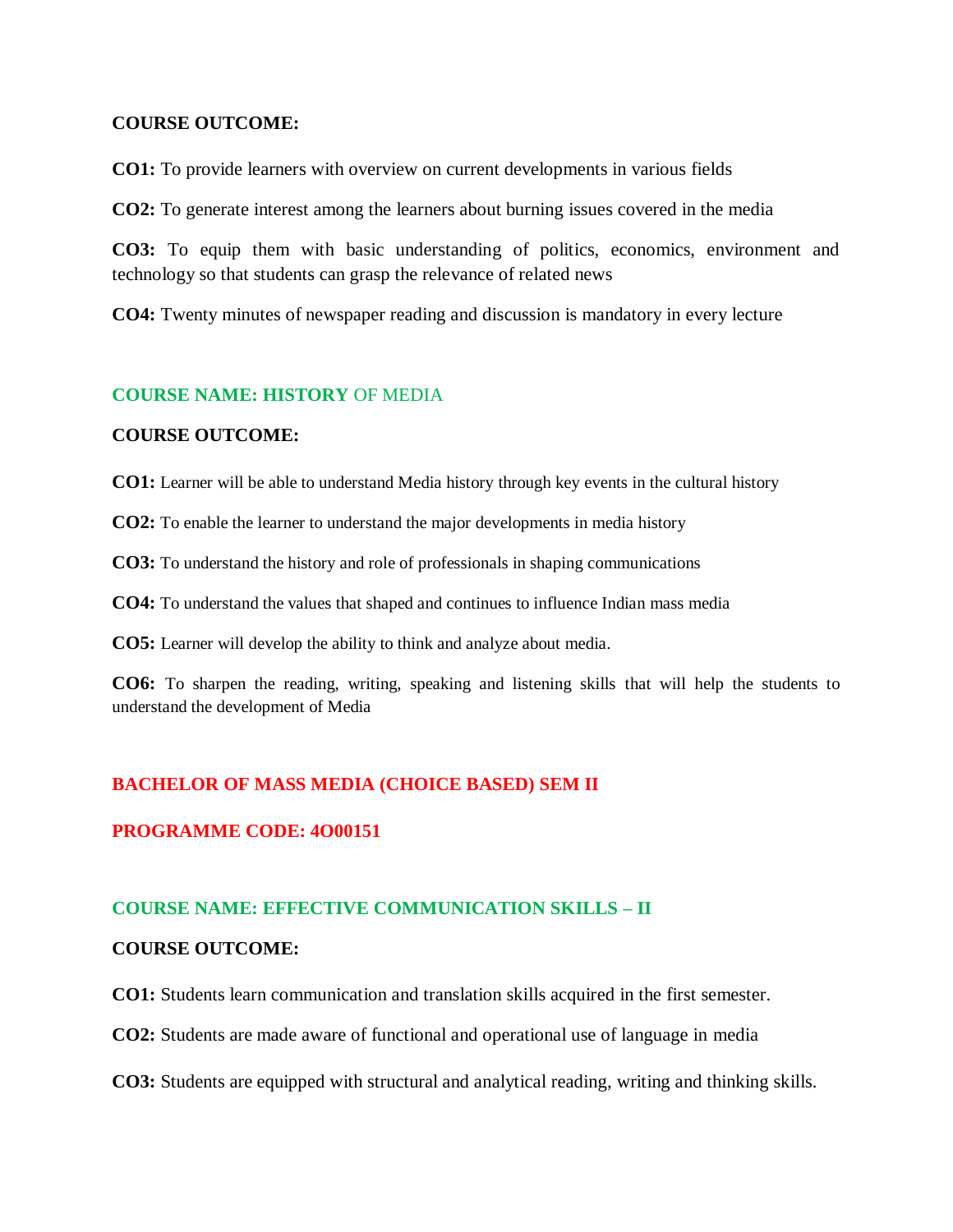**COURSE OUTCOME:**

**CO1:** To provide learners with overview on current developments in various fields

**CO2:** To generate interest among the learners about burning issues covered in the media

**CO3:** To equip them with basic understanding of politics, economics, environment and technology so that students can grasp the relevance of related news

**CO4:** Twenty minutes of newspaper reading and discussion is mandatory in every lecture

## COURSE NAME: HISTORY OF MEDIA

**COURSE OUTCOME:**

**CO1:** Learner will be able to understand Media history through key events in the cultural history

**CO2:** To enable the learner to understand the major developments in media history

**CO3:** To understand the history and role of professionals in shaping communications

**CO4:** To understand the values that shaped and continues to influence Indian mass media

**CO5:** Learner will develop the ability to think and analyze about media.

**CO6:** To sharpen the reading, writing, speaking and listening skills that will help the students to understand the development of Media

# BACHELOR OF MASS MEDIA (CHOICE BASED) SEM II

**PROGRAMME CODE: 4O00151**

## COURSE NAME: EFFECTIVE COMMUNICATION SKILLS – II

**COURSE OUTCOME:**

**CO1:** Students learn communication and translation skills acquired in the first semester.

**CO2:** Students are made aware of functional and operational use of language in media

**CO3:** Students are equipped with structural and analytical reading, writing and thinking skills.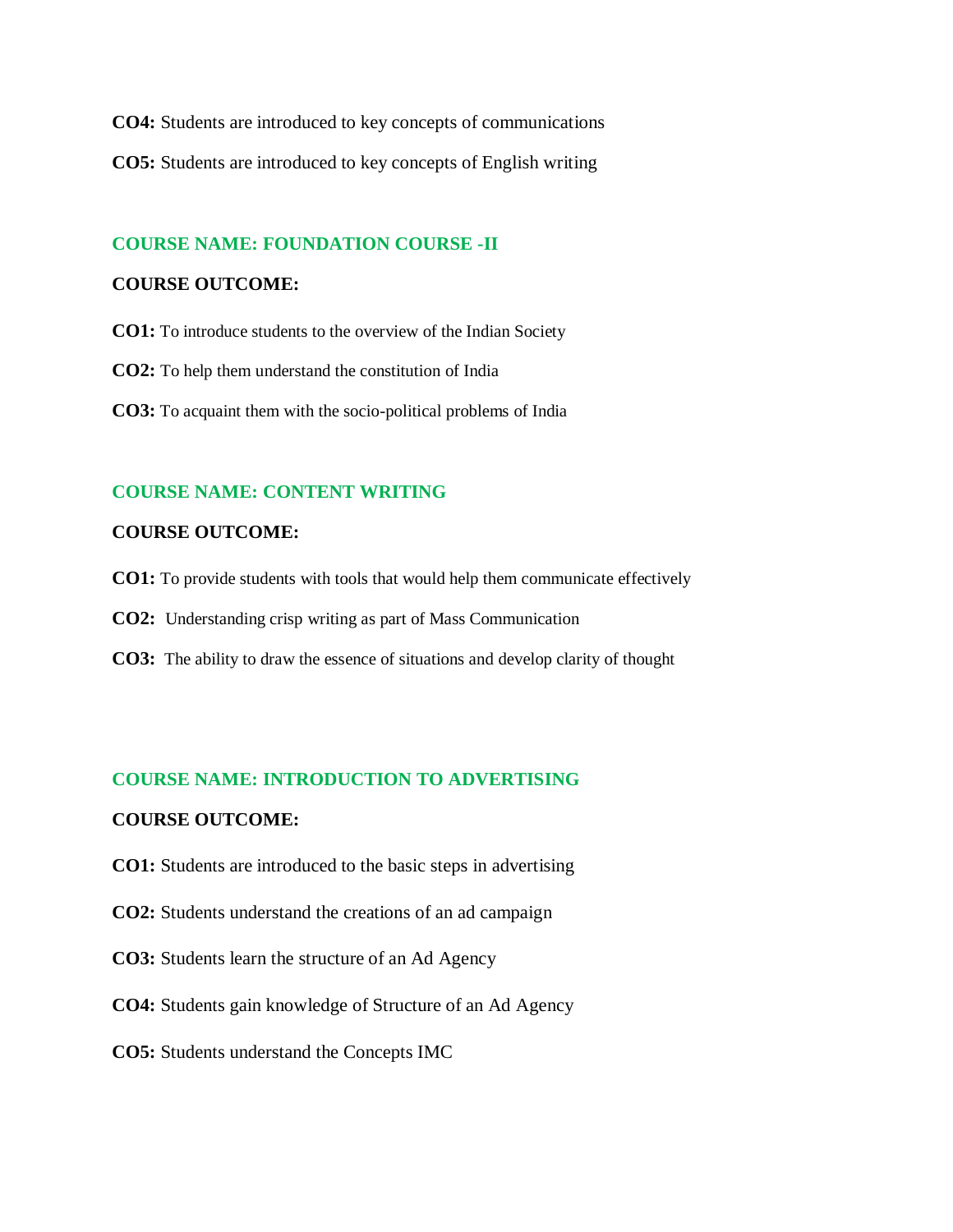**CO4:** Students are introduced to key concepts of communications

**CO5:** Students are introduced to key concepts of English writing

## COURSE NAME: FOUNDATION COURSE -II

**COURSE OUTCOME:**

**CO1:** To introduce students to the overview of the Indian Society

**CO2:** To help them understand the constitution of India

**CO3:** To acquaint them with the socio-political problems of India

## COURSE NAME: CONTENT WRITING

**COURSE OUTCOME:**

**CO1:** To provide students with tools that would help them communicate effectively

**CO2:** Understanding crisp writing as part of Mass Communication

**CO3:** The ability to draw the essence of situations and develop clarity of thought

## COURSE NAME: INTRODUCTION TO ADVERTISING

**COURSE OUTCOME:**

**CO1:** Students are introduced to the basic steps in advertising

**CO2:** Students understand the creations of an ad campaign

**CO3:** Students learn the structure of an Ad Agency

**CO4:** Students gain knowledge of Structure of an Ad Agency

**CO5:** Students understand the Concepts IMC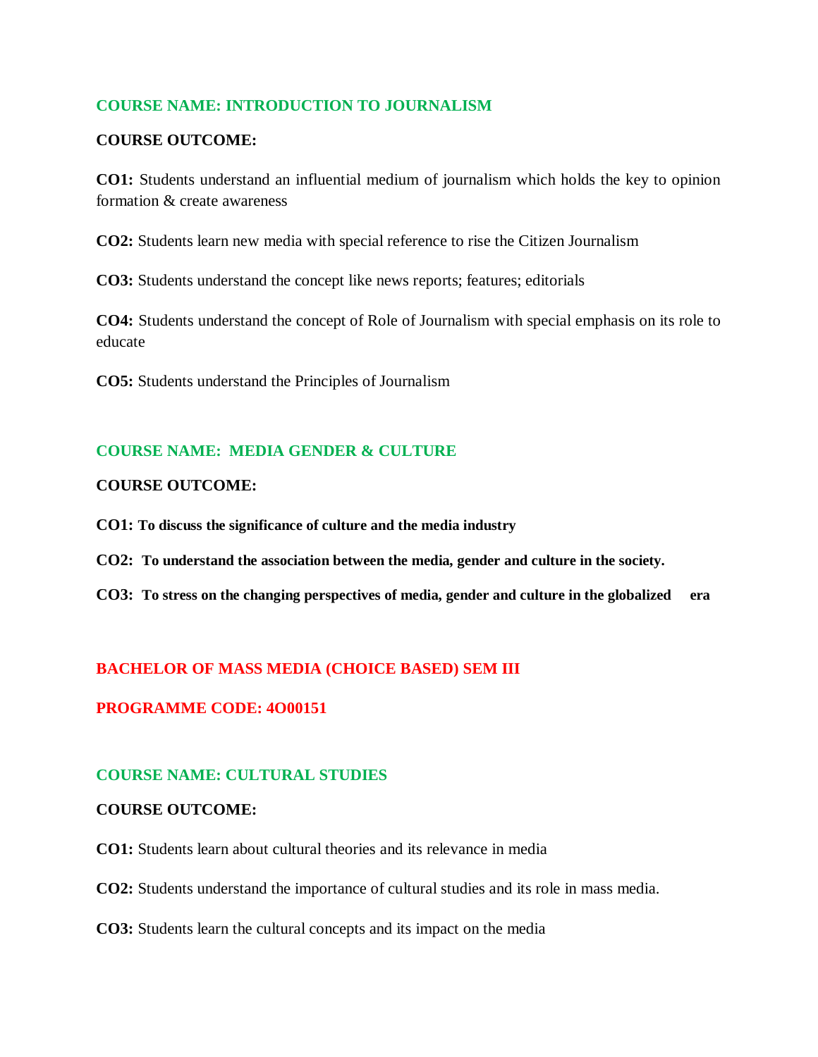## COURSE NAME: INTRODUCTION TO JOURNALISM

**COURSE OUTCOME:**

**CO1:** Students understand an influential medium of journalism which holds the key to opinion formation & create awareness

**CO2:** Students learn new media with special reference to rise the Citizen Journalism

**CO3:** Students understand the concept like news reports; features; editorials

**CO4:** Students understand the concept of Role of Journalism with special emphasis on its role to educate

**CO5:** Students understand the Principles of Journalism

## COURSE NAME: MEDIA GENDER & CULTURE

**COURSE OUTCOME:**

**CO1: To discuss the significance of culture and the media industry**

**CO2: To understand the association between the media, gender and culture in the society.**

**CO3: To stress on the changing perspectives of media, gender and culture in the globalized era**

# BACHELOR OF MASS MEDIA (CHOICE BASED) SEM III

# PROGRAMME CODE: 4O00151

## COURSE NAME: CULTURAL STUDIES

**COURSE OUTCOME:**

**CO1:** Students learn about cultural theories and its relevance in media

**CO2:** Students understand the importance of cultural studies and its role in mass media.

**CO3:** Students learn the cultural concepts and its impact on the media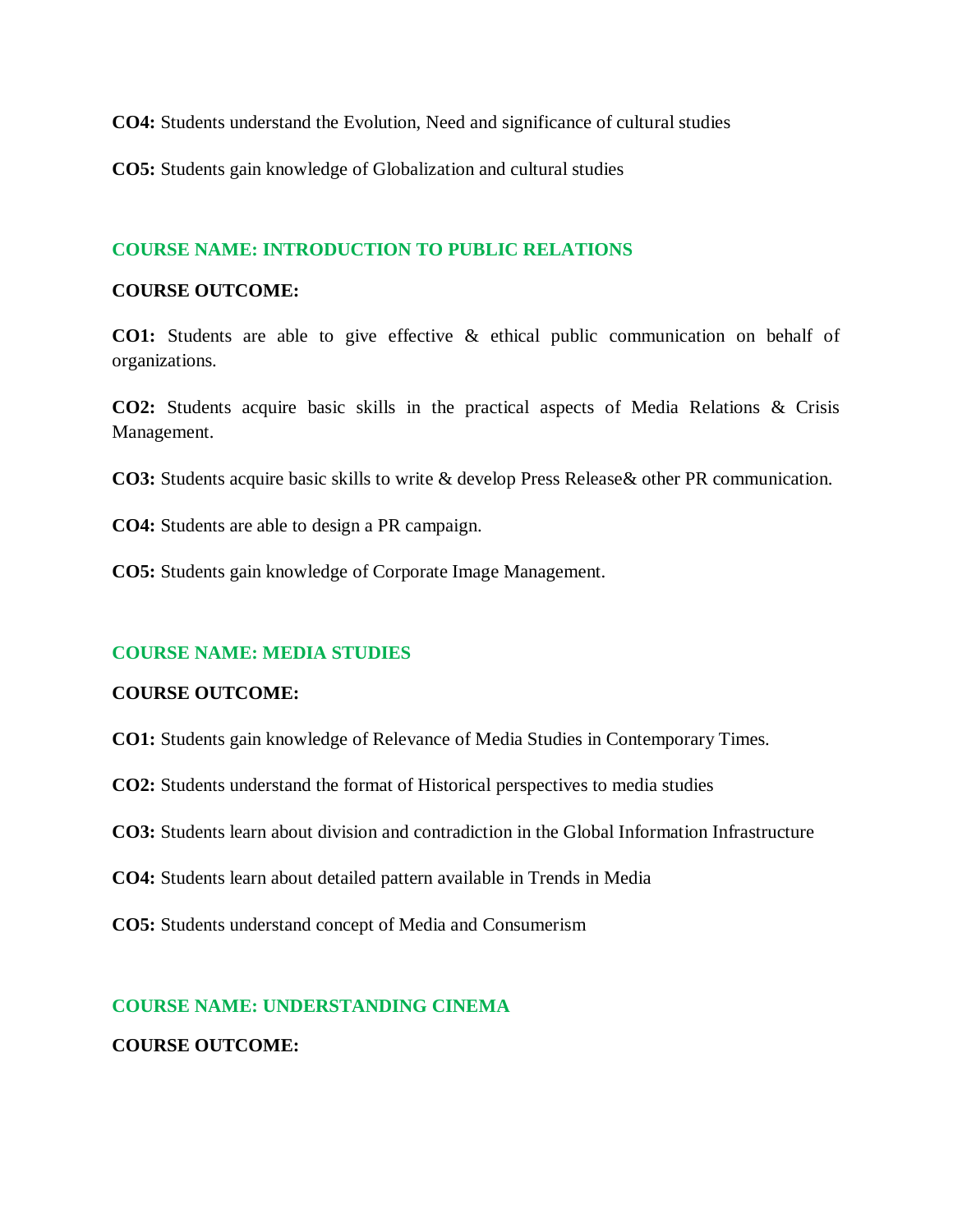**CO4:** Students understand the Evolution, Need and significance of cultural studies

**CO5:** Students gain knowledge of Globalization and cultural studies

## COURSE NAME: INTRODUCTION TO PUBLIC RELATIONS

**COURSE OUTCOME:**

**CO1:** Students are able to give effective & ethical public communication on behalf of organizations.

**CO2:** Students acquire basic skills in the practical aspects of Media Relations & Crisis Management.

**CO3:** Students acquire basic skills to write & develop Press Release& other PR communication.

**CO4:** Students are able to design a PR campaign.

**CO5:** Students gain knowledge of Corporate Image Management.

## COURSE NAME: MEDIA STUDIES

**COURSE OUTCOME:**

**CO1:** Students gain knowledge of Relevance of Media Studies in Contemporary Times.

**CO2:** Students understand the format of Historical perspectives to media studies

**CO3:** Students learn about division and contradiction in the Global Information Infrastructure

**CO4:** Students learn about detailed pattern available in Trends in Media

**CO5:** Students understand concept of Media and Consumerism

## COURSE NAME: UNDERSTANDING CINEMA

**COURSE OUTCOME:**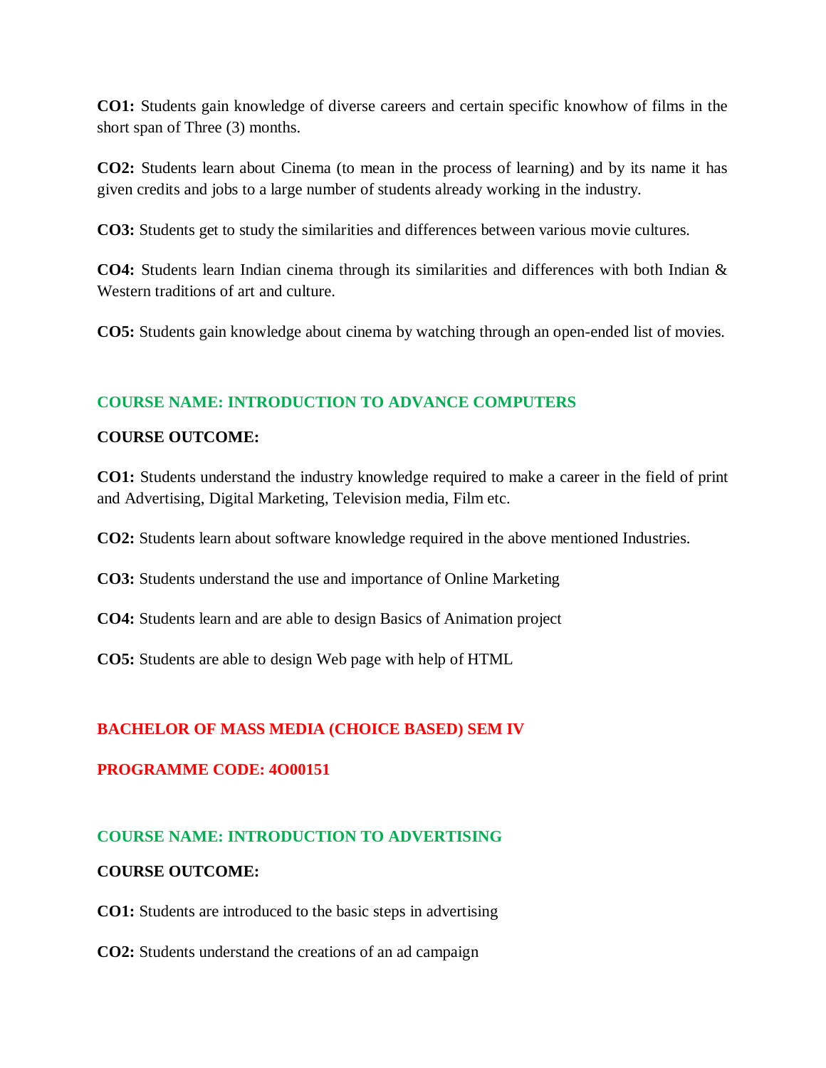**CO1:** Students gain knowledge of diverse careers and certain specific knowhow of films in the short span of Three (3) months.

**CO2:** Students learn about Cinema (to mean in the process of learning) and by its name it has given credits and jobs to a large number of students already working in the industry.

**CO3:** Students get to study the similarities and differences between various movie cultures.

**CO4:** Students learn Indian cinema through its similarities and differences with both Indian & Western traditions of art and culture.

**CO5:** Students gain knowledge about cinema by watching through an open-ended list of movies.

### COURSE NAME: INTRODUCTION TO ADVANCE COMPUTERS

**COURSE OUTCOME:**

**CO1:** Students understand the industry knowledge required to make a career in the field of print and Advertising, Digital Marketing, Television media, Film etc.

**CO2:** Students learn about software knowledge required in the above mentioned Industries.

**CO3:** Students understand the use and importance of Online Marketing

**CO4:** Students learn and are able to design Basics of Animation project

**CO5:** Students are able to design Web page with help of HTML

## BACHELOR OF MASS MEDIA (CHOICE BASED) SEM IV

## PROGRAMME CODE: 4O00151

### COURSE NAME: INTRODUCTION TO ADVERTISING

**COURSE OUTCOME:**

**CO1:** Students are introduced to the basic steps in advertising

**CO2:** Students understand the creations of an ad campaign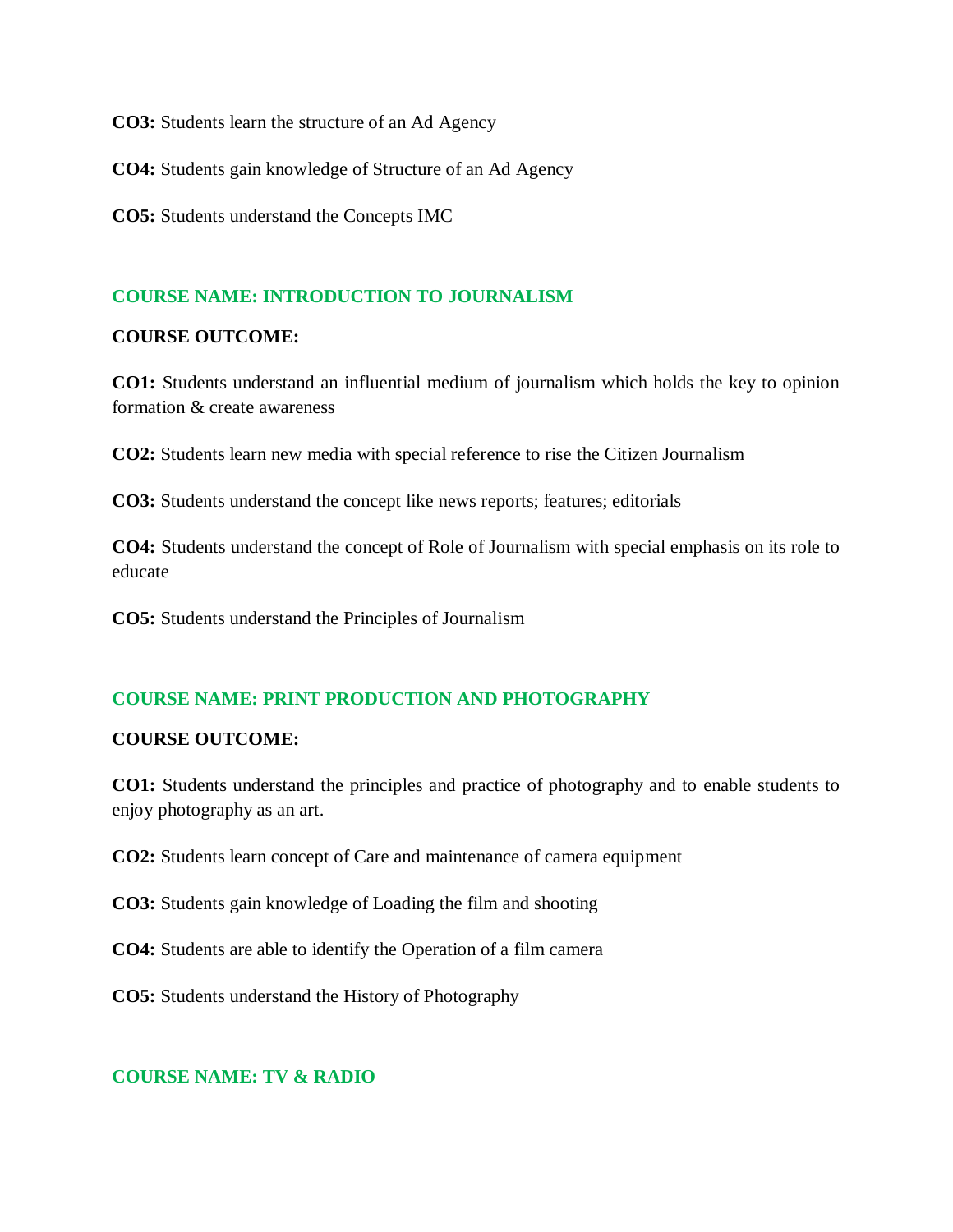**CO3:** Students learn the structure of an Ad Agency

**CO4:** Students gain knowledge of Structure of an Ad Agency

**CO5:** Students understand the Concepts IMC

## COURSE NAME: INTRODUCTION TO JOURNALISM

**COURSE OUTCOME:**

**CO1:** Students understand an influential medium of journalism which holds the key to opinion formation & create awareness

**CO2:** Students learn new media with special reference to rise the Citizen Journalism

**CO3:** Students understand the concept like news reports; features; editorials

**CO4:** Students understand the concept of Role of Journalism with special emphasis on its role to educate

**CO5:** Students understand the Principles of Journalism

## COURSE NAME: PRINT PRODUCTION AND PHOTOGRAPHY

**COURSE OUTCOME:**

**CO1:** Students understand the principles and practice of photography and to enable students to enjoy photography as an art.

**CO2:** Students learn concept of Care and maintenance of camera equipment

**CO3:** Students gain knowledge of Loading the film and shooting

**CO4:** Students are able to identify the Operation of a film camera

**CO5:** Students understand the History of Photography

## COURSE NAME: TV & RADIO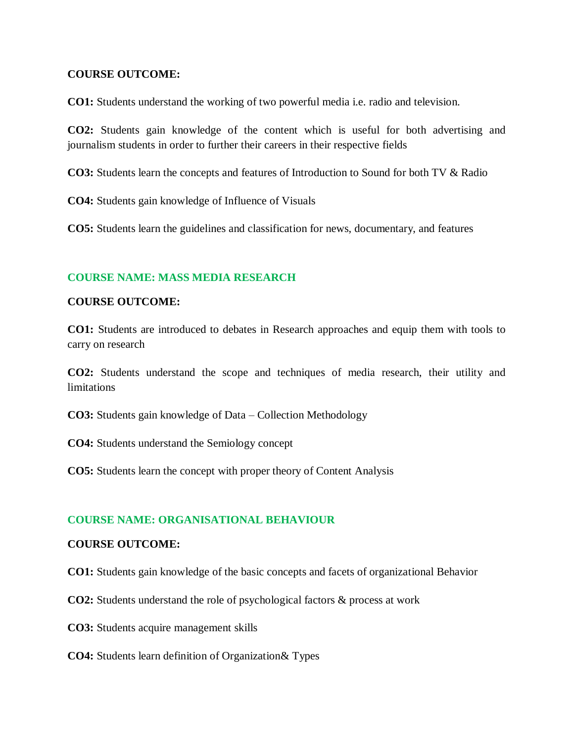**COURSE OUTCOME:**

**CO1:** Students understand the working of two powerful media i.e. radio and television.

**CO2:** Students gain knowledge of the content which is useful for both advertising and journalism students in order to further their careers in their respective fields

**CO3:** Students learn the concepts and features of Introduction to Sound for both TV & Radio

**CO4:** Students gain knowledge of Influence of Visuals

**CO5:** Students learn the guidelines and classification for news, documentary, and features

## COURSE NAME: MASS MEDIA RESEARCH

**COURSE OUTCOME:**

**CO1:** Students are introduced to debates in Research approaches and equip them with tools to carry on research

**CO2:** Students understand the scope and techniques of media research, their utility and limitations

**CO3:** Students gain knowledge of Data – Collection Methodology

**CO4:** Students understand the Semiology concept

**CO5:** Students learn the concept with proper theory of Content Analysis

## COURSE NAME: ORGANISATIONAL BEHAVIOUR

**COURSE OUTCOME:**

**CO1:** Students gain knowledge of the basic concepts and facets of organizational Behavior

**CO2:** Students understand the role of psychological factors & process at work

**CO3:** Students acquire management skills

**CO4:** Students learn definition of Organization& Types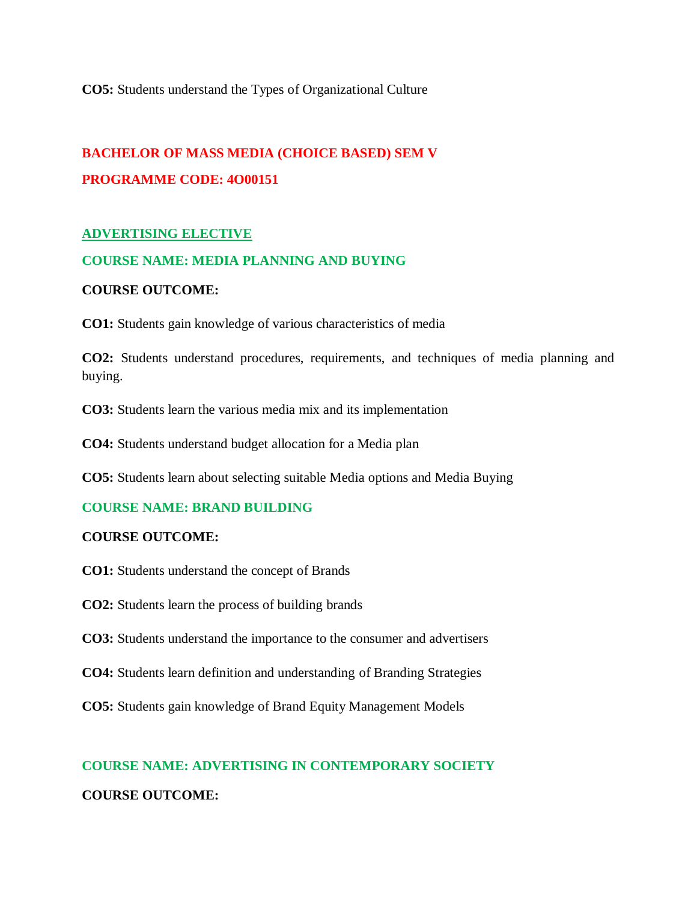**CO5:** Students understand the Types of Organizational Culture

## BACHELOR OF MASS MEDIA (CHOICE BASED) SEM V

## PROGRAMME CODE: 4O00151

### ADVERTISING ELECTIVE

### COURSE NAME: MEDIA PLANNING AND BUYING

**COURSE OUTCOME:**

**CO1:** Students gain knowledge of various characteristics of media

**CO2:** Students understand procedures, requirements, and techniques of media planning and buying.

**CO3:** Students learn the various media mix and its implementation

**CO4:** Students understand budget allocation for a Media plan

**CO5:** Students learn about selecting suitable Media options and Media Buying

### COURSE NAME: BRAND BUILDING

**COURSE OUTCOME:**

**CO1:** Students understand the concept of Brands

**CO2:** Students learn the process of building brands

**CO3:** Students understand the importance to the consumer and advertisers

**CO4:** Students learn definition and understanding of Branding Strategies

**CO5:** Students gain knowledge of Brand Equity Management Models

### COURSE NAME: ADVERTISING IN CONTEMPORARY SOCIETY

**COURSE OUTCOME:**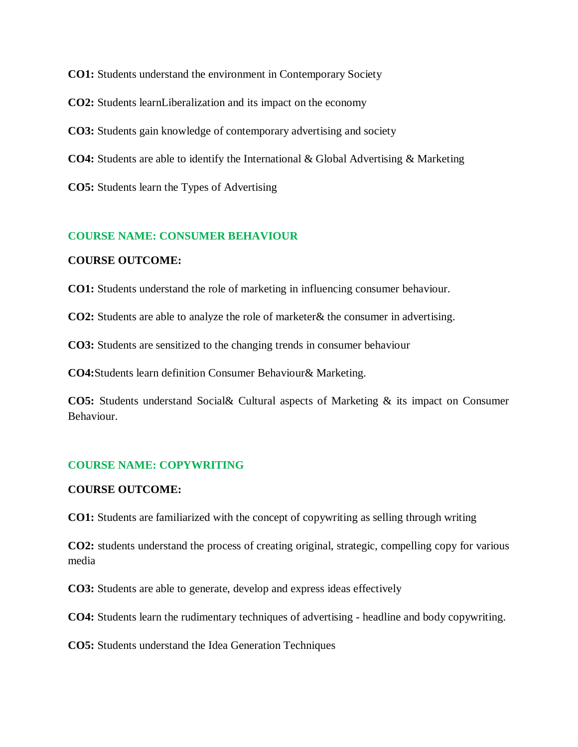**CO1:** Students understand the environment in Contemporary Society

**CO2:** Students learnLiberalization and its impact on the economy

**CO3:** Students gain knowledge of contemporary advertising and society

**CO4:** Students are able to identify the International & Global Advertising & Marketing

**CO5:** Students learn the Types of Advertising

## COURSE NAME: CONSUMER BEHAVIOUR

**COURSE OUTCOME:**

**CO1:** Students understand the role of marketing in influencing consumer behaviour.

**CO2:** Students are able to analyze the role of marketer& the consumer in advertising.

**CO3:** Students are sensitized to the changing trends in consumer behaviour

**CO4:**Students learn definition Consumer Behaviour& Marketing.

**CO5:** Students understand Social& Cultural aspects of Marketing & its impact on Consumer Behaviour.

## COURSE NAME: COPYWRITING

**COURSE OUTCOME:**

**CO1:** Students are familiarized with the concept of copywriting as selling through writing

**CO2:** students understand the process of creating original, strategic, compelling copy for various media

**CO3:** Students are able to generate, develop and express ideas effectively

**CO4:** Students learn the rudimentary techniques of advertising - headline and body copywriting.

**CO5:** Students understand the Idea Generation Techniques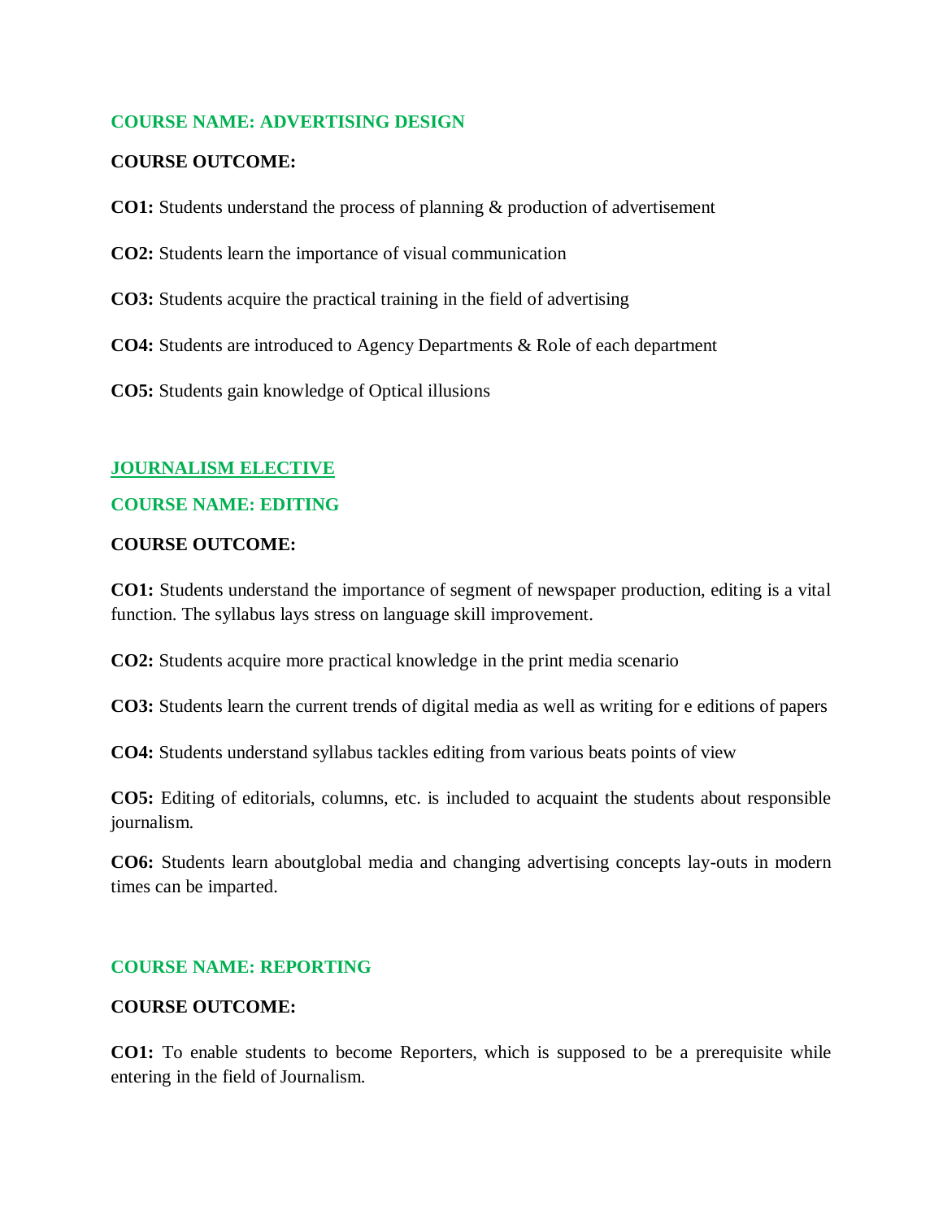### COURSE NAME: ADVERTISING DESIGN

**COURSE OUTCOME:**

**CO1:** Students understand the process of planning & production of advertisement

**CO2:** Students learn the importance of visual communication

**CO3:** Students acquire the practical training in the field of advertising

**CO4:** Students are introduced to Agency Departments & Role of each department

**CO5:** Students gain knowledge of Optical illusions

## JOURNALISM ELECTIVE

### COURSE NAME: EDITING

**COURSE OUTCOME:**

**CO1:** Students understand the importance of segment of newspaper production, editing is a vital function. The syllabus lays stress on language skill improvement.

**CO2:** Students acquire more practical knowledge in the print media scenario

**CO3:** Students learn the current trends of digital media as well as writing for e editions of papers

**CO4:** Students understand syllabus tackles editing from various beats points of view

**CO5:** Editing of editorials, columns, etc. is included to acquaint the students about responsible journalism.

**CO6:** Students learn aboutglobal media and changing advertising concepts lay-outs in modern times can be imparted.

### COURSE NAME: REPORTING

**COURSE OUTCOME:**

**CO1:** To enable students to become Reporters, which is supposed to be a prerequisite while entering in the field of Journalism.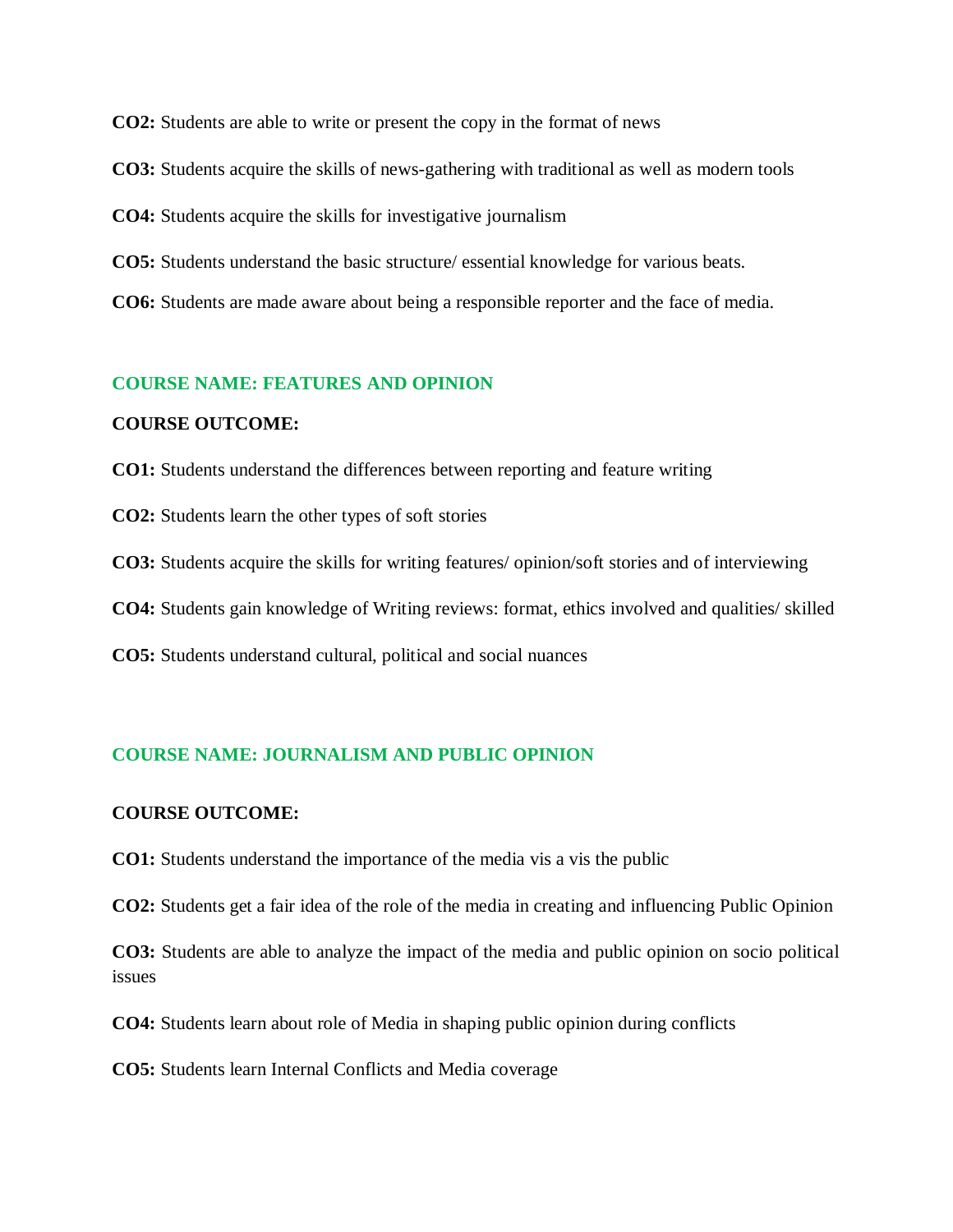**CO2:** Students are able to write or present the copy in the format of news

**CO3:** Students acquire the skills of news-gathering with traditional as well as modern tools

**CO4:** Students acquire the skills for investigative journalism

**CO5:** Students understand the basic structure/ essential knowledge for various beats.

**CO6:** Students are made aware about being a responsible reporter and the face of media.

## COURSE NAME: FEATURES AND OPINION

**COURSE OUTCOME:**

**CO1:** Students understand the differences between reporting and feature writing

**CO2:** Students learn the other types of soft stories

**CO3:** Students acquire the skills for writing features/ opinion/soft stories and of interviewing

**CO4:** Students gain knowledge of Writing reviews: format, ethics involved and qualities/ skilled

**CO5:** Students understand cultural, political and social nuances

## COURSE NAME: JOURNALISM AND PUBLIC OPINION

**COURSE OUTCOME:**

**CO1:** Students understand the importance of the media vis a vis the public

**CO2:** Students get a fair idea of the role of the media in creating and influencing Public Opinion

**CO3:** Students are able to analyze the impact of the media and public opinion on socio political issues

**CO4:** Students learn about role of Media in shaping public opinion during conflicts

**CO5:** Students learn Internal Conflicts and Media coverage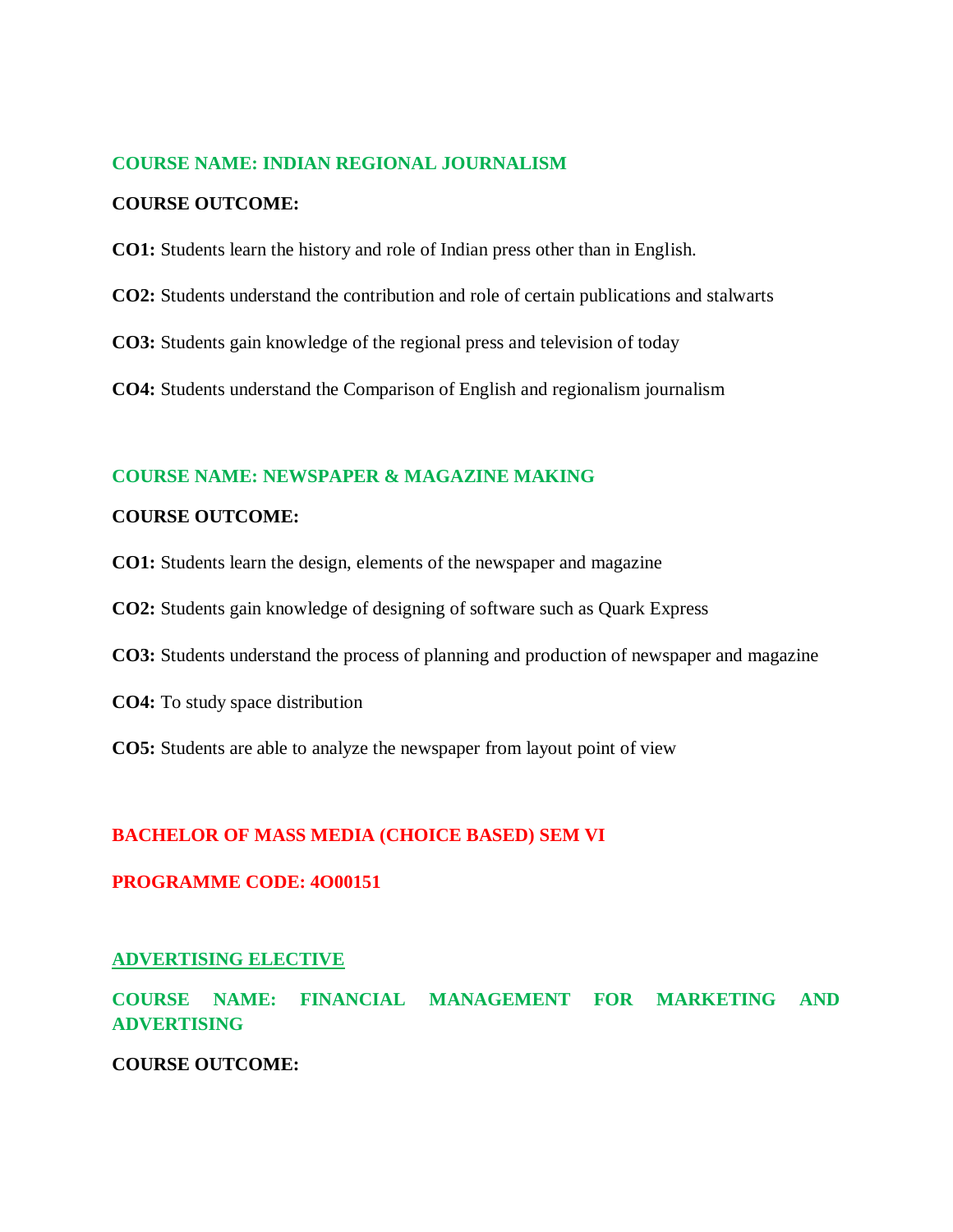### COURSE NAME: INDIAN REGIONAL JOURNALISM

**COURSE OUTCOME:**

**CO1:** Students learn the history and role of Indian press other than in English.

**CO2:** Students understand the contribution and role of certain publications and stalwarts

**CO3:** Students gain knowledge of the regional press and television of today

**CO4:** Students understand the Comparison of English and regionalism journalism

### COURSE NAME: NEWSPAPER & MAGAZINE MAKING

**COURSE OUTCOME:**

**CO1:** Students learn the design, elements of the newspaper and magazine

**CO2:** Students gain knowledge of designing of software such as Quark Express

**CO3:** Students understand the process of planning and production of newspaper and magazine

**CO4:** To study space distribution

**CO5:** Students are able to analyze the newspaper from layout point of view

## BACHELOR OF MASS MEDIA (CHOICE BASED) SEM VI

## PROGRAMME CODE: 4O00151

### ADVERTISING ELECTIVE

### COURSE NAME: FINANCIAL MANAGEMENT FOR MARKETING AND ADVERTISING

**COURSE OUTCOME:**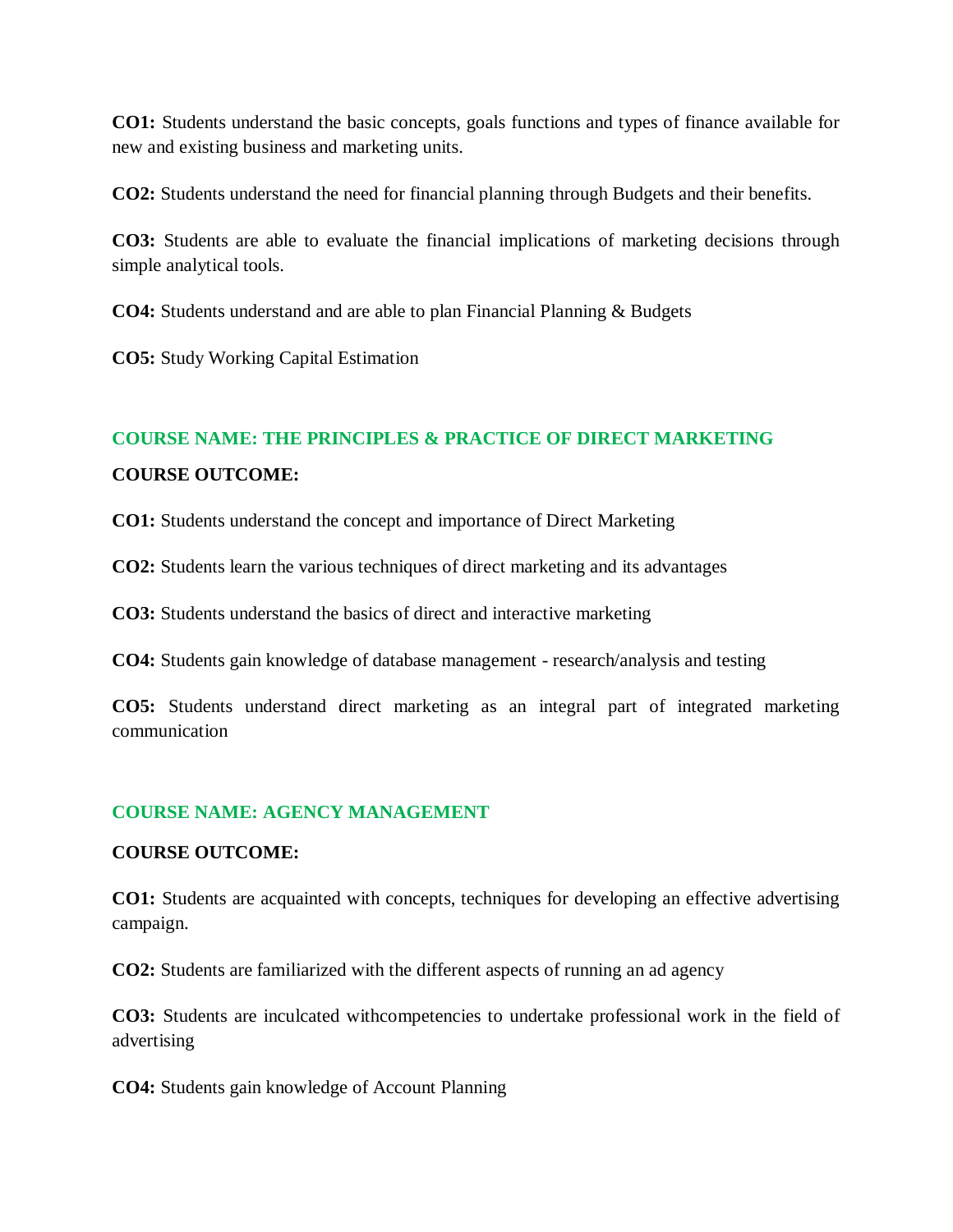**CO1:** Students understand the basic concepts, goals functions and types of finance available for new and existing business and marketing units.

**CO2:** Students understand the need for financial planning through Budgets and their benefits.

**CO3:** Students are able to evaluate the financial implications of marketing decisions through simple analytical tools.

**CO4:** Students understand and are able to plan Financial Planning & Budgets

**CO5:** Study Working Capital Estimation

## COURSE NAME: THE PRINCIPLES & PRACTICE OF DIRECT MARKETING

**COURSE OUTCOME:**

**CO1:** Students understand the concept and importance of Direct Marketing

**CO2:** Students learn the various techniques of direct marketing and its advantages

**CO3:** Students understand the basics of direct and interactive marketing

**CO4:** Students gain knowledge of database management - research/analysis and testing

**CO5:** Students understand direct marketing as an integral part of integrated marketing communication

## COURSE NAME: AGENCY MANAGEMENT

**COURSE OUTCOME:**

**CO1:** Students are acquainted with concepts, techniques for developing an effective advertising campaign.

**CO2:** Students are familiarized with the different aspects of running an ad agency

**CO3:** Students are inculcated withcompetencies to undertake professional work in the field of advertising

**CO4:** Students gain knowledge of Account Planning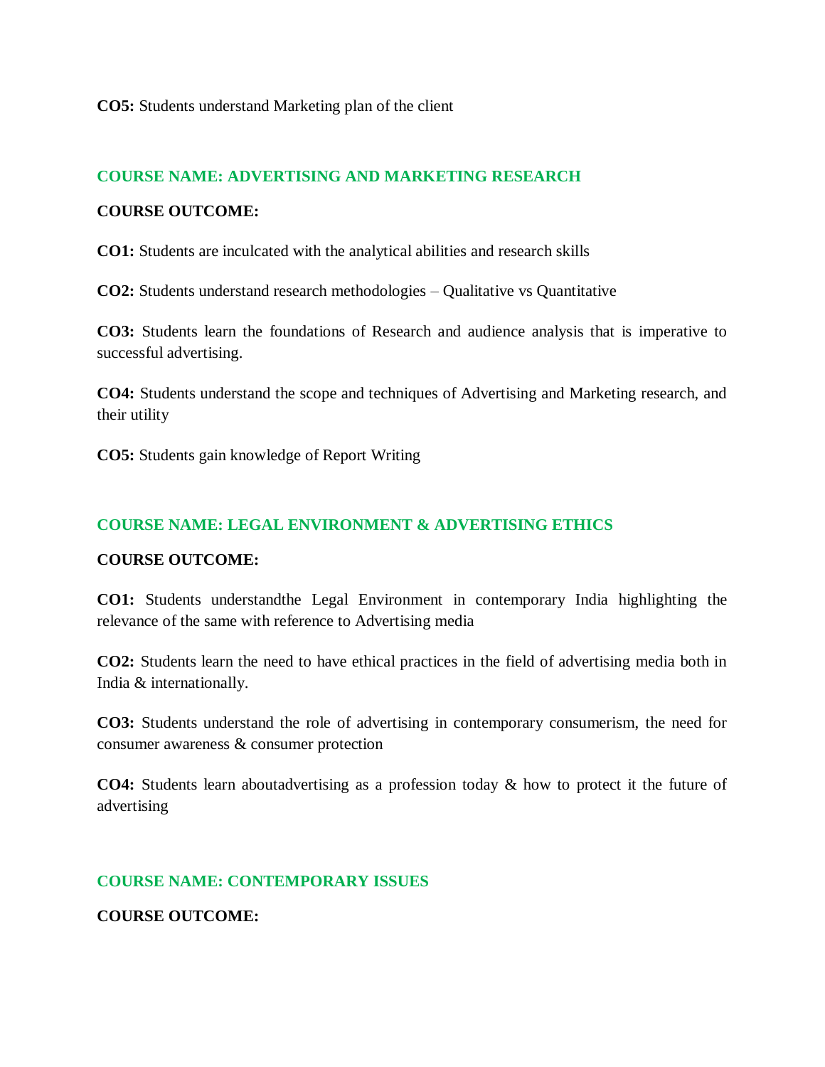**CO5:** Students understand Marketing plan of the client

## COURSE NAME: ADVERTISING AND MARKETING RESEARCH

**COURSE OUTCOME:**

**CO1:** Students are inculcated with the analytical abilities and research skills

**CO2:** Students understand research methodologies – Qualitative vs Quantitative

**CO3:** Students learn the foundations of Research and audience analysis that is imperative to successful advertising.

**CO4:** Students understand the scope and techniques of Advertising and Marketing research, and their utility

**CO5:** Students gain knowledge of Report Writing

## COURSE NAME: LEGAL ENVIRONMENT & ADVERTISING ETHICS

**COURSE OUTCOME:**

**CO1:** Students understandthe Legal Environment in contemporary India highlighting the relevance of the same with reference to Advertising media

**CO2:** Students learn the need to have ethical practices in the field of advertising media both in India & internationally.

**CO3:** Students understand the role of advertising in contemporary consumerism, the need for consumer awareness & consumer protection

**CO4:** Students learn aboutadvertising as a profession today & how to protect it the future of advertising

## COURSE NAME: CONTEMPORARY ISSUES

**COURSE OUTCOME:**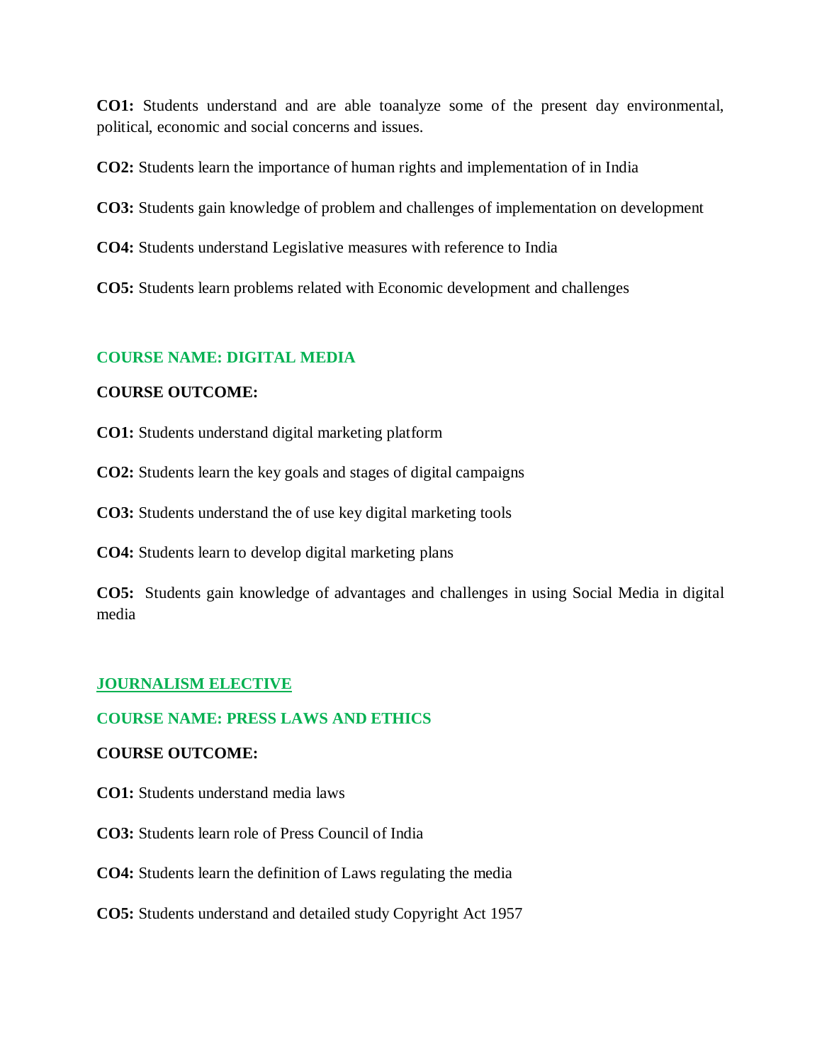**CO1:** Students understand and are able toanalyze some of the present day environmental, political, economic and social concerns and issues.

**CO2:** Students learn the importance of human rights and implementation of in India

**CO3:** Students gain knowledge of problem and challenges of implementation on development

**CO4:** Students understand Legislative measures with reference to India

**CO5:** Students learn problems related with Economic development and challenges

## COURSE NAME: DIGITAL MEDIA

**COURSE OUTCOME:**

**CO1:** Students understand digital marketing platform

**CO2:** Students learn the key goals and stages of digital campaigns

**CO3:** Students understand the of use key digital marketing tools

**CO4:** Students learn to develop digital marketing plans

**CO5:** Students gain knowledge of advantages and challenges in using Social Media in digital media

## JOURNALISM ELECTIVE

## COURSE NAME: PRESS LAWS AND ETHICS

**COURSE OUTCOME:**

**CO1:** Students understand media laws

**CO3:** Students learn role of Press Council of India

**CO4:** Students learn the definition of Laws regulating the media

**CO5:** Students understand and detailed study Copyright Act 1957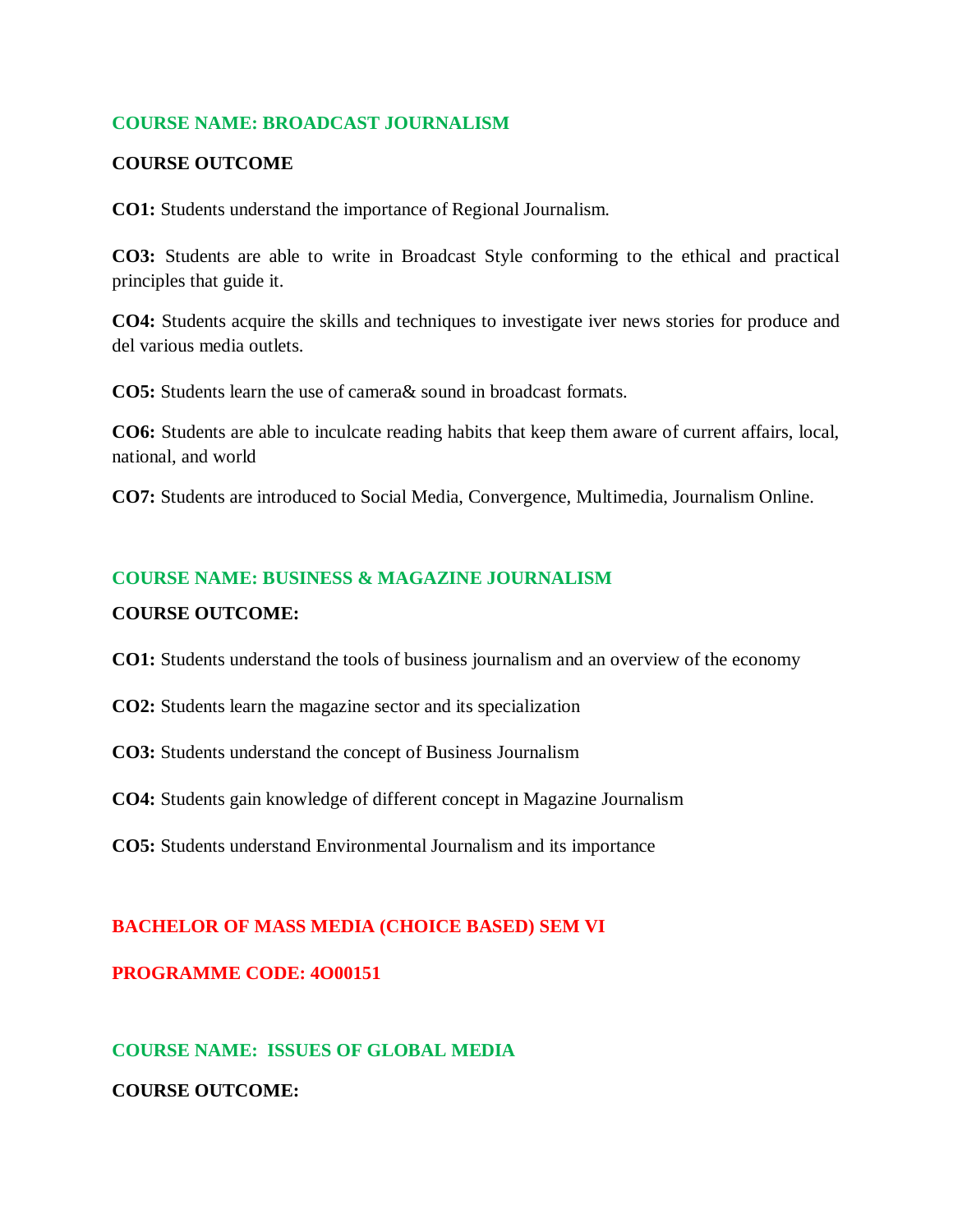## COURSE NAME: BROADCAST JOURNALISM

**COURSE OUTCOME**

**CO1:** Students understand the importance of Regional Journalism.

**CO3:** Students are able to write in Broadcast Style conforming to the ethical and practical principles that guide it.

**CO4:** Students acquire the skills and techniques to investigate iver news stories for produce and del various media outlets.

**CO5:** Students learn the use of camera& sound in broadcast formats.

**CO6:** Students are able to inculcate reading habits that keep them aware of current affairs, local, national, and world

**CO7:** Students are introduced to Social Media, Convergence, Multimedia, Journalism Online.

## COURSE NAME: BUSINESS & MAGAZINE JOURNALISM

**COURSE OUTCOME:**

**CO1:** Students understand the tools of business journalism and an overview of the economy

**CO2:** Students learn the magazine sector and its specialization

**CO3:** Students understand the concept of Business Journalism

**CO4:** Students gain knowledge of different concept in Magazine Journalism

**CO5:** Students understand Environmental Journalism and its importance

# BACHELOR OF MASS MEDIA (CHOICE BASED) SEM VI

## PROGRAMME CODE: 4O00151

## COURSE NAME: ISSUES OF GLOBAL MEDIA

**COURSE OUTCOME:**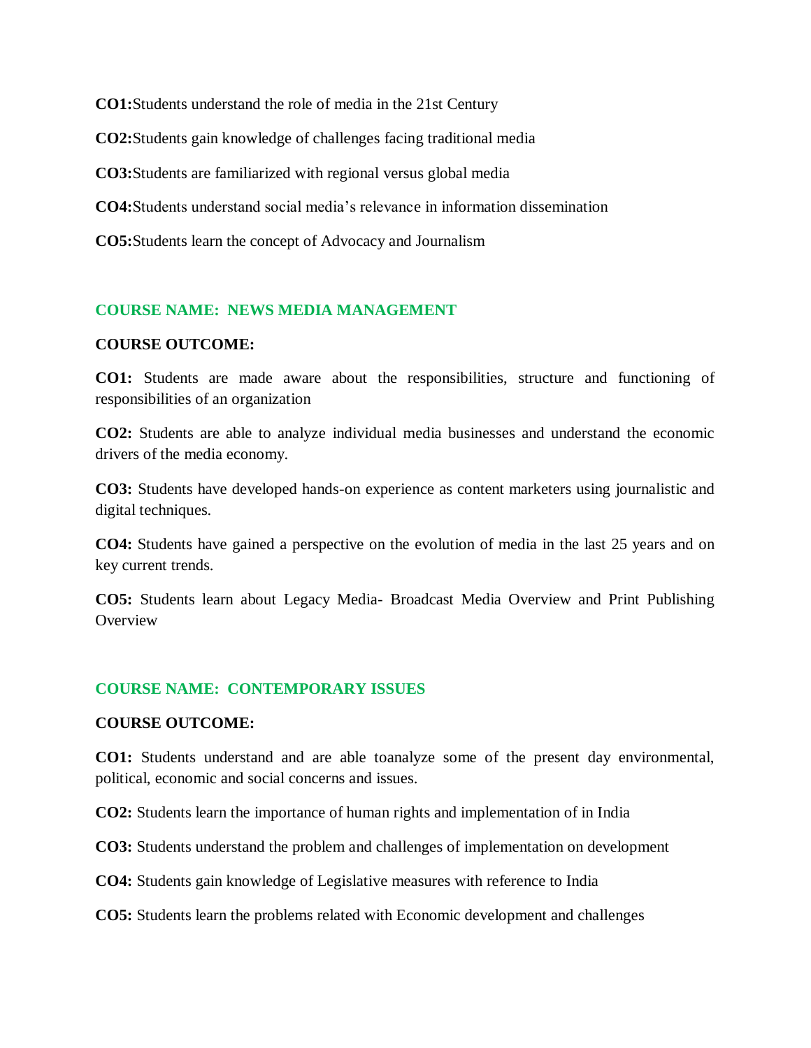**CO1:**Students understand the role of media in the 21st Century

**CO2:**Students gain knowledge of challenges facing traditional media

**CO3:**Students are familiarized with regional versus global media

**CO4:**Students understand social media's relevance in information dissemination

**CO5:**Students learn the concept of Advocacy and Journalism

## COURSE NAME: NEWS MEDIA MANAGEMENT

**COURSE OUTCOME:**

**CO1:** Students are made aware about the responsibilities, structure and functioning of responsibilities of an organization

**CO2:** Students are able to analyze individual media businesses and understand the economic drivers of the media economy.

**CO3:** Students have developed hands-on experience as content marketers using journalistic and digital techniques.

**CO4:** Students have gained a perspective on the evolution of media in the last 25 years and on key current trends.

**CO5:** Students learn about Legacy Media- Broadcast Media Overview and Print Publishing Overview

## COURSE NAME: CONTEMPORARY ISSUES

**COURSE OUTCOME:**

**CO1:** Students understand and are able toanalyze some of the present day environmental, political, economic and social concerns and issues.

**CO2:** Students learn the importance of human rights and implementation of in India

**CO3:** Students understand the problem and challenges of implementation on development

**CO4:** Students gain knowledge of Legislative measures with reference to India

**CO5:** Students learn the problems related with Economic development and challenges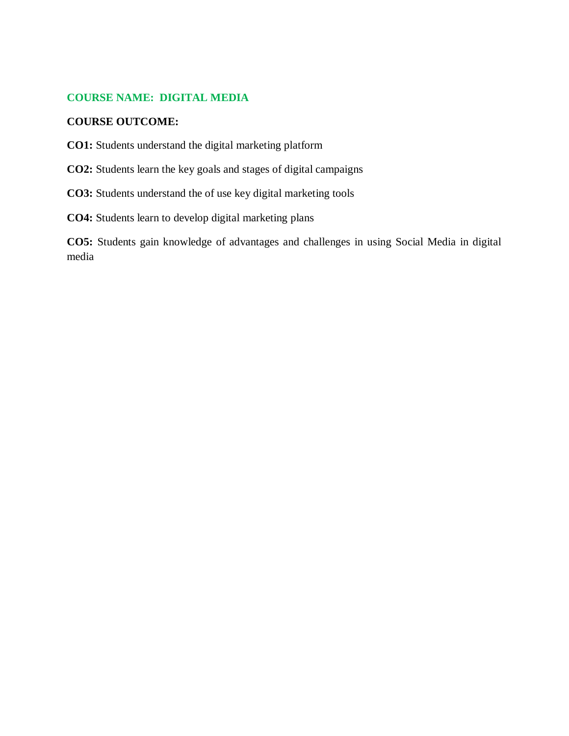**COURSE NAME: DIGITAL MEDIA**

**COURSE OUTCOME:**

**CO1:** Students understand the digital marketing platform

**CO2:** Students learn the key goals and stages of digital campaigns

**CO3:** Students understand the of use key digital marketing tools

**CO4:** Students learn to develop digital marketing plans

**CO5:** Students gain knowledge of advantages and challenges in using Social Media in digital media